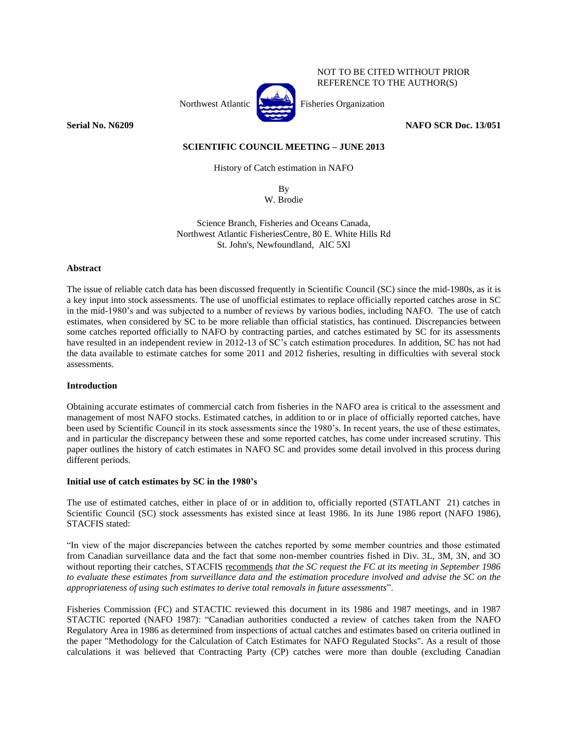NOT TO BE CITED WITHOUT PRIOR REFERENCE TO THE AUTHOR(S)

Northwest Atlantic Fisheries Organization

**Serial No. N6209** **NAFO SCR Doc. 13/051**

**SCIENTIFIC COUNCIL MEETING – JUNE 2013**

History of Catch estimation in NAFO

By
W. Brodie

Science Branch, Fisheries and Oceans Canada,
Northwest Atlantic FisheriesCentre, 80 E. White Hills Rd
St. John's, Newfoundland, AlC 5Xl

**Abstract**

The issue of reliable catch data has been discussed frequently in Scientific Council (SC) since the mid-1980s, as it is a key input into stock assessments. The use of unofficial estimates to replace officially reported catches arose in SC in the mid-1980's and was subjected to a number of reviews by various bodies, including NAFO. The use of catch estimates, when considered by SC to be more reliable than official statistics, has continued. Discrepancies between some catches reported officially to NAFO by contracting parties, and catches estimated by SC for its assessments have resulted in an independent review in 2012-13 of SC's catch estimation procedures. In addition, SC has not had the data available to estimate catches for some 2011 and 2012 fisheries, resulting in difficulties with several stock assessments.

**Introduction**

Obtaining accurate estimates of commercial catch from fisheries in the NAFO area is critical to the assessment and management of most NAFO stocks. Estimated catches, in addition to or in place of officially reported catches, have been used by Scientific Council in its stock assessments since the 1980's. In recent years, the use of these estimates, and in particular the discrepancy between these and some reported catches, has come under increased scrutiny. This paper outlines the history of catch estimates in NAFO SC and provides some detail involved in this process during different periods.

**Initial use of catch estimates by SC in the 1980's**

The use of estimated catches, either in place of or in addition to, officially reported (STATLANT 21) catches in Scientific Council (SC) stock assessments has existed since at least 1986. In its June 1986 report (NAFO 1986), STACFIS stated:

"In view of the major discrepancies between the catches reported by some member countries and those estimated from Canadian surveillance data and the fact that some non-member countries fished in Div. 3L, 3M, 3N, and 3O without reporting their catches, STACFIS recommends *that the SC request the FC at its meeting in September 1986 to evaluate these estimates from surveillance data and the estimation procedure involved and advise the SC on the appropriateness of using such estimates to derive total removals in future assessments*".

Fisheries Commission (FC) and STACTIC reviewed this document in its 1986 and 1987 meetings, and in 1987 STACTIC reported (NAFO 1987): "Canadian authorities conducted a review of catches taken from the NAFO Regulatory Area in 1986 as determined from inspections of actual catches and estimates based on criteria outlined in the paper "Methodology for the Calculation of Catch Estimates for NAFO Regulated Stocks". As a result of those calculations it was believed that Contracting Party (CP) catches were more than double (excluding Canadian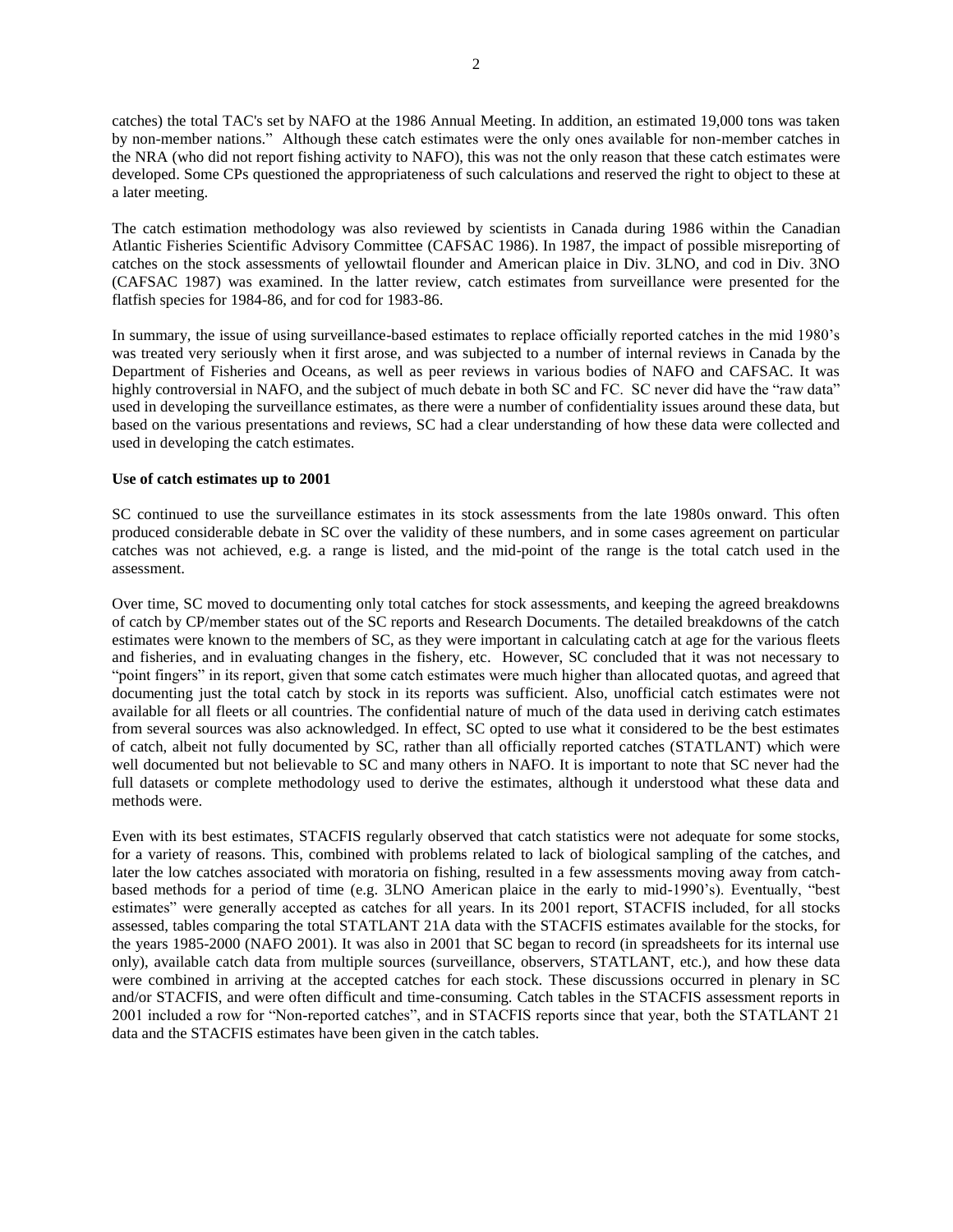catches) the total TAC's set by NAFO at the 1986 Annual Meeting. In addition, an estimated 19,000 tons was taken by non-member nations." Although these catch estimates were the only ones available for non-member catches in the NRA (who did not report fishing activity to NAFO), this was not the only reason that these catch estimates were developed. Some CPs questioned the appropriateness of such calculations and reserved the right to object to these at a later meeting.

The catch estimation methodology was also reviewed by scientists in Canada during 1986 within the Canadian Atlantic Fisheries Scientific Advisory Committee (CAFSAC 1986). In 1987, the impact of possible misreporting of catches on the stock assessments of yellowtail flounder and American plaice in Div. 3LNO, and cod in Div. 3NO (CAFSAC 1987) was examined. In the latter review, catch estimates from surveillance were presented for the flatfish species for 1984-86, and for cod for 1983-86.

In summary, the issue of using surveillance-based estimates to replace officially reported catches in the mid 1980's was treated very seriously when it first arose, and was subjected to a number of internal reviews in Canada by the Department of Fisheries and Oceans, as well as peer reviews in various bodies of NAFO and CAFSAC. It was highly controversial in NAFO, and the subject of much debate in both SC and FC. SC never did have the "raw data" used in developing the surveillance estimates, as there were a number of confidentiality issues around these data, but based on the various presentations and reviews, SC had a clear understanding of how these data were collected and used in developing the catch estimates.

**Use of catch estimates up to 2001**

SC continued to use the surveillance estimates in its stock assessments from the late 1980s onward. This often produced considerable debate in SC over the validity of these numbers, and in some cases agreement on particular catches was not achieved, e.g. a range is listed, and the mid-point of the range is the total catch used in the assessment.

Over time, SC moved to documenting only total catches for stock assessments, and keeping the agreed breakdowns of catch by CP/member states out of the SC reports and Research Documents. The detailed breakdowns of the catch estimates were known to the members of SC, as they were important in calculating catch at age for the various fleets and fisheries, and in evaluating changes in the fishery, etc. However, SC concluded that it was not necessary to "point fingers" in its report, given that some catch estimates were much higher than allocated quotas, and agreed that documenting just the total catch by stock in its reports was sufficient. Also, unofficial catch estimates were not available for all fleets or all countries. The confidential nature of much of the data used in deriving catch estimates from several sources was also acknowledged. In effect, SC opted to use what it considered to be the best estimates of catch, albeit not fully documented by SC, rather than all officially reported catches (STATLANT) which were well documented but not believable to SC and many others in NAFO. It is important to note that SC never had the full datasets or complete methodology used to derive the estimates, although it understood what these data and methods were.

Even with its best estimates, STACFIS regularly observed that catch statistics were not adequate for some stocks, for a variety of reasons. This, combined with problems related to lack of biological sampling of the catches, and later the low catches associated with moratoria on fishing, resulted in a few assessments moving away from catch-based methods for a period of time (e.g. 3LNO American plaice in the early to mid-1990's). Eventually, "best estimates" were generally accepted as catches for all years. In its 2001 report, STACFIS included, for all stocks assessed, tables comparing the total STATLANT 21A data with the STACFIS estimates available for the stocks, for the years 1985-2000 (NAFO 2001). It was also in 2001 that SC began to record (in spreadsheets for its internal use only), available catch data from multiple sources (surveillance, observers, STATLANT, etc.), and how these data were combined in arriving at the accepted catches for each stock. These discussions occurred in plenary in SC and/or STACFIS, and were often difficult and time-consuming. Catch tables in the STACFIS assessment reports in 2001 included a row for "Non-reported catches", and in STACFIS reports since that year, both the STATLANT 21 data and the STACFIS estimates have been given in the catch tables.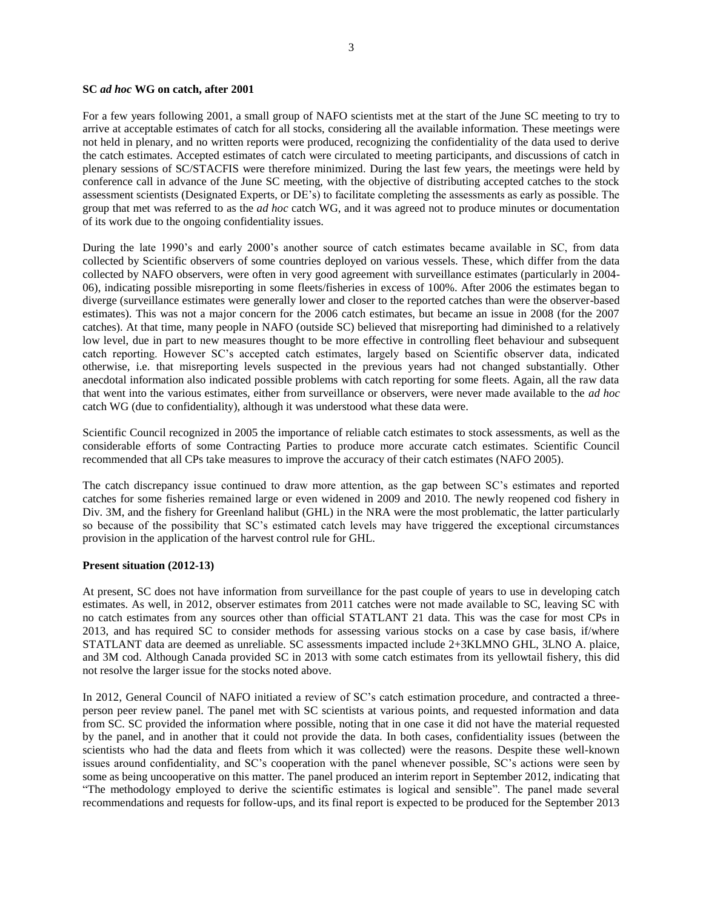**SC *ad hoc* WG on catch, after 2001**

For a few years following 2001, a small group of NAFO scientists met at the start of the June SC meeting to try to arrive at acceptable estimates of catch for all stocks, considering all the available information. These meetings were not held in plenary, and no written reports were produced, recognizing the confidentiality of the data used to derive the catch estimates. Accepted estimates of catch were circulated to meeting participants, and discussions of catch in plenary sessions of SC/STACFIS were therefore minimized. During the last few years, the meetings were held by conference call in advance of the June SC meeting, with the objective of distributing accepted catches to the stock assessment scientists (Designated Experts, or DE's) to facilitate completing the assessments as early as possible. The group that met was referred to as the *ad hoc* catch WG, and it was agreed not to produce minutes or documentation of its work due to the ongoing confidentiality issues.

During the late 1990's and early 2000's another source of catch estimates became available in SC, from data collected by Scientific observers of some countries deployed on various vessels. These, which differ from the data collected by NAFO observers, were often in very good agreement with surveillance estimates (particularly in 2004-06), indicating possible misreporting in some fleets/fisheries in excess of 100%. After 2006 the estimates began to diverge (surveillance estimates were generally lower and closer to the reported catches than were the observer-based estimates). This was not a major concern for the 2006 catch estimates, but became an issue in 2008 (for the 2007 catches). At that time, many people in NAFO (outside SC) believed that misreporting had diminished to a relatively low level, due in part to new measures thought to be more effective in controlling fleet behaviour and subsequent catch reporting. However SC's accepted catch estimates, largely based on Scientific observer data, indicated otherwise, i.e. that misreporting levels suspected in the previous years had not changed substantially. Other anecdotal information also indicated possible problems with catch reporting for some fleets. Again, all the raw data that went into the various estimates, either from surveillance or observers, were never made available to the *ad hoc* catch WG (due to confidentiality), although it was understood what these data were.

Scientific Council recognized in 2005 the importance of reliable catch estimates to stock assessments, as well as the considerable efforts of some Contracting Parties to produce more accurate catch estimates. Scientific Council recommended that all CPs take measures to improve the accuracy of their catch estimates (NAFO 2005).

The catch discrepancy issue continued to draw more attention, as the gap between SC's estimates and reported catches for some fisheries remained large or even widened in 2009 and 2010. The newly reopened cod fishery in Div. 3M, and the fishery for Greenland halibut (GHL) in the NRA were the most problematic, the latter particularly so because of the possibility that SC's estimated catch levels may have triggered the exceptional circumstances provision in the application of the harvest control rule for GHL.

**Present situation (2012-13)**

At present, SC does not have information from surveillance for the past couple of years to use in developing catch estimates. As well, in 2012, observer estimates from 2011 catches were not made available to SC, leaving SC with no catch estimates from any sources other than official STATLANT 21 data. This was the case for most CPs in 2013, and has required SC to consider methods for assessing various stocks on a case by case basis, if/where STATLANT data are deemed as unreliable. SC assessments impacted include 2+3KLMNO GHL, 3LNO A. plaice, and 3M cod. Although Canada provided SC in 2013 with some catch estimates from its yellowtail fishery, this did not resolve the larger issue for the stocks noted above.

In 2012, General Council of NAFO initiated a review of SC's catch estimation procedure, and contracted a three-person peer review panel. The panel met with SC scientists at various points, and requested information and data from SC. SC provided the information where possible, noting that in one case it did not have the material requested by the panel, and in another that it could not provide the data. In both cases, confidentiality issues (between the scientists who had the data and fleets from which it was collected) were the reasons. Despite these well-known issues around confidentiality, and SC's cooperation with the panel whenever possible, SC's actions were seen by some as being uncooperative on this matter. The panel produced an interim report in September 2012, indicating that "The methodology employed to derive the scientific estimates is logical and sensible". The panel made several recommendations and requests for follow-ups, and its final report is expected to be produced for the September 2013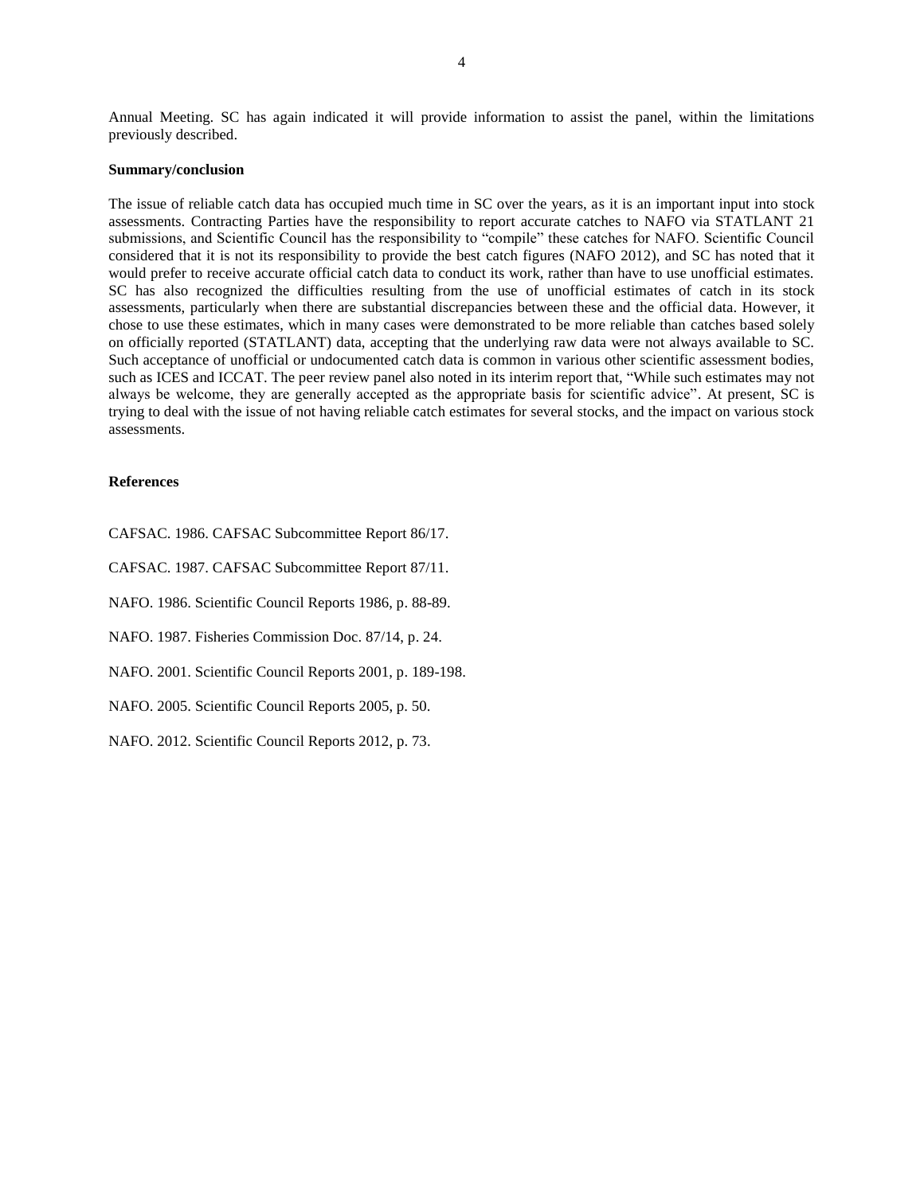Annual Meeting. SC has again indicated it will provide information to assist the panel, within the limitations previously described.

**Summary/conclusion**

The issue of reliable catch data has occupied much time in SC over the years, as it is an important input into stock assessments. Contracting Parties have the responsibility to report accurate catches to NAFO via STATLANT 21 submissions, and Scientific Council has the responsibility to "compile" these catches for NAFO. Scientific Council considered that it is not its responsibility to provide the best catch figures (NAFO 2012), and SC has noted that it would prefer to receive accurate official catch data to conduct its work, rather than have to use unofficial estimates. SC has also recognized the difficulties resulting from the use of unofficial estimates of catch in its stock assessments, particularly when there are substantial discrepancies between these and the official data. However, it chose to use these estimates, which in many cases were demonstrated to be more reliable than catches based solely on officially reported (STATLANT) data, accepting that the underlying raw data were not always available to SC. Such acceptance of unofficial or undocumented catch data is common in various other scientific assessment bodies, such as ICES and ICCAT. The peer review panel also noted in its interim report that, "While such estimates may not always be welcome, they are generally accepted as the appropriate basis for scientific advice". At present, SC is trying to deal with the issue of not having reliable catch estimates for several stocks, and the impact on various stock assessments.

**References**

CAFSAC. 1986. CAFSAC Subcommittee Report 86/17.

CAFSAC. 1987. CAFSAC Subcommittee Report 87/11.

NAFO. 1986. Scientific Council Reports 1986, p. 88-89.

NAFO. 1987. Fisheries Commission Doc. 87/14, p. 24.

NAFO. 2001. Scientific Council Reports 2001, p. 189-198.

NAFO. 2005. Scientific Council Reports 2005, p. 50.

NAFO. 2012. Scientific Council Reports 2012, p. 73.